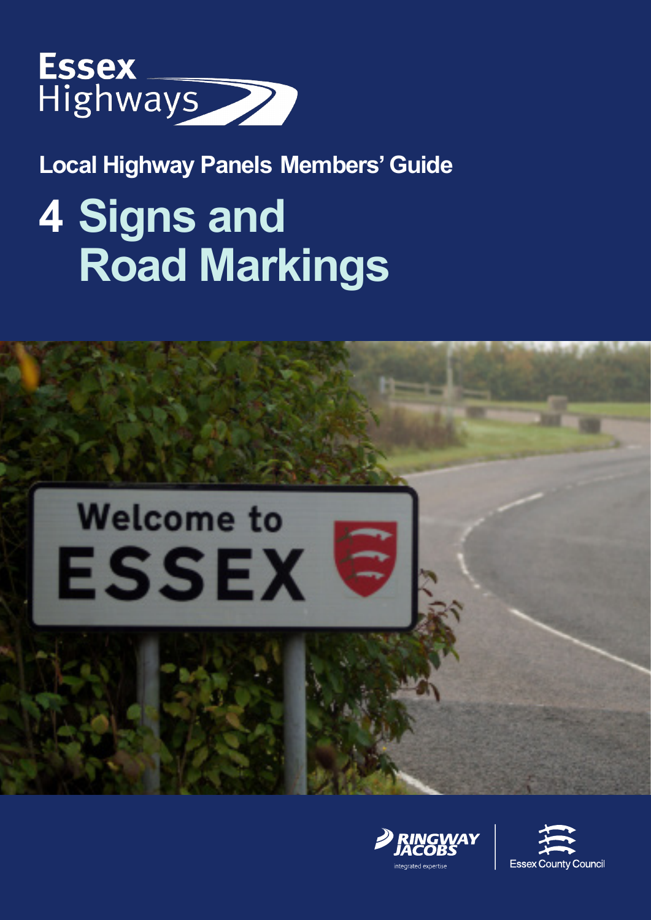Essex Highways

## Local Highway Panels Members' Guide

# 4 Signs and Road Markings

Ringway Jacobs — integrated expertise

Essex County Council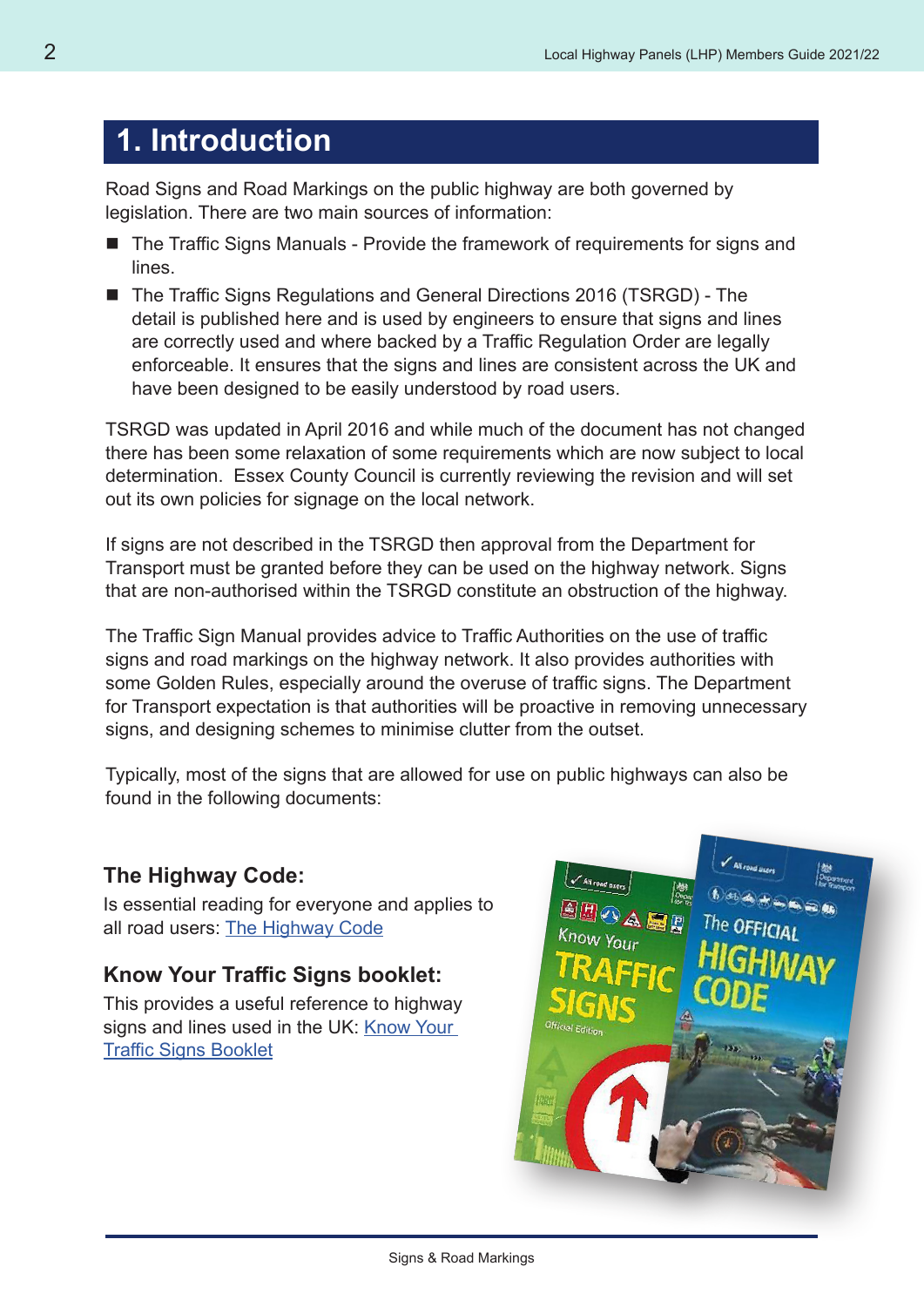# 1. Introduction

Road Signs and Road Markings on the public highway are both governed by legislation. There are two main sources of information:

- The Traffic Signs Manuals - Provide the framework of requirements for signs and lines.
- The Traffic Signs Regulations and General Directions 2016 (TSRGD) - The detail is published here and is used by engineers to ensure that signs and lines are correctly used and where backed by a Traffic Regulation Order are legally enforceable. It ensures that the signs and lines are consistent across the UK and have been designed to be easily understood by road users.

TSRGD was updated in April 2016 and while much of the document has not changed there has been some relaxation of some requirements which are now subject to local determination. Essex County Council is currently reviewing the revision and will set out its own policies for signage on the local network.

If signs are not described in the TSRGD then approval from the Department for Transport must be granted before they can be used on the highway network. Signs that are non-authorised within the TSRGD constitute an obstruction of the highway.

The Traffic Sign Manual provides advice to Traffic Authorities on the use of traffic signs and road markings on the highway network. It also provides authorities with some Golden Rules, especially around the overuse of traffic signs. The Department for Transport expectation is that authorities will be proactive in removing unnecessary signs, and designing schemes to minimise clutter from the outset.

Typically, most of the signs that are allowed for use on public highways can also be found in the following documents:

### The Highway Code:

Is essential reading for everyone and applies to all road users: The Highway Code

### Know Your Traffic Signs booklet:

This provides a useful reference to highway signs and lines used in the UK: Know Your Traffic Signs Booklet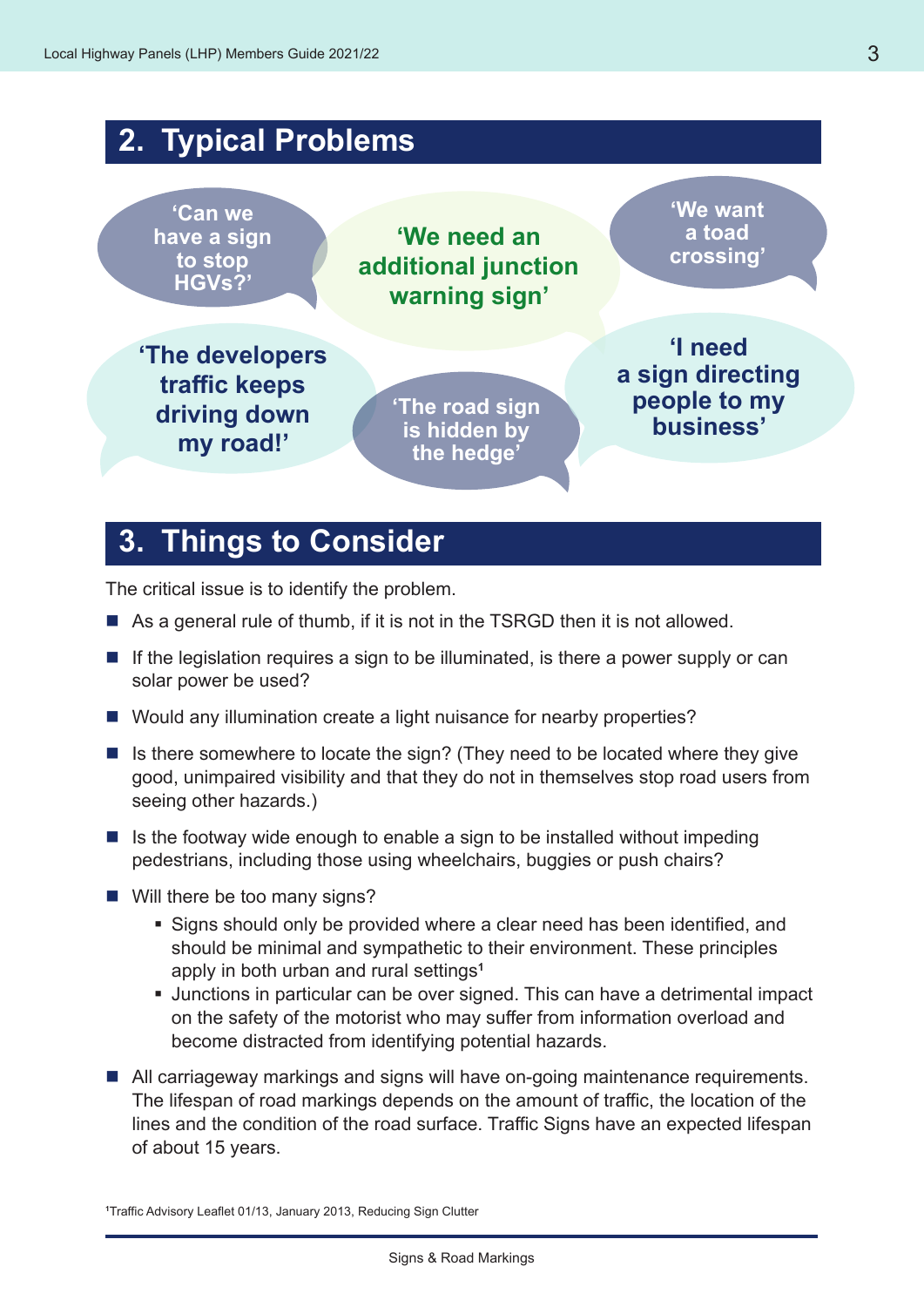## 2. Typical Problems

‘Can we have a sign to stop HGVs?’

‘We need an additional junction warning sign’

‘We want a toad crossing’

‘The developers traffic keeps driving down my road!’

‘The road sign is hidden by the hedge’

‘I need a sign directing people to my business’

## 3. Things to Consider

The critical issue is to identify the problem.

- As a general rule of thumb, if it is not in the TSRGD then it is not allowed.
- If the legislation requires a sign to be illuminated, is there a power supply or can solar power be used?
- Would any illumination create a light nuisance for nearby properties?
- Is there somewhere to locate the sign? (They need to be located where they give good, unimpaired visibility and that they do not in themselves stop road users from seeing other hazards.)
- Is the footway wide enough to enable a sign to be installed without impeding pedestrians, including those using wheelchairs, buggies or push chairs?
- Will there be too many signs?
  - Signs should only be provided where a clear need has been identified, and should be minimal and sympathetic to their environment. These principles apply in both urban and rural settings[1]
  - Junctions in particular can be over signed. This can have a detrimental impact on the safety of the motorist who may suffer from information overload and become distracted from identifying potential hazards.
- All carriageway markings and signs will have on-going maintenance requirements. The lifespan of road markings depends on the amount of traffic, the location of the lines and the condition of the road surface. Traffic Signs have an expected lifespan of about 15 years.

[1]Traffic Advisory Leaflet 01/13, January 2013, Reducing Sign Clutter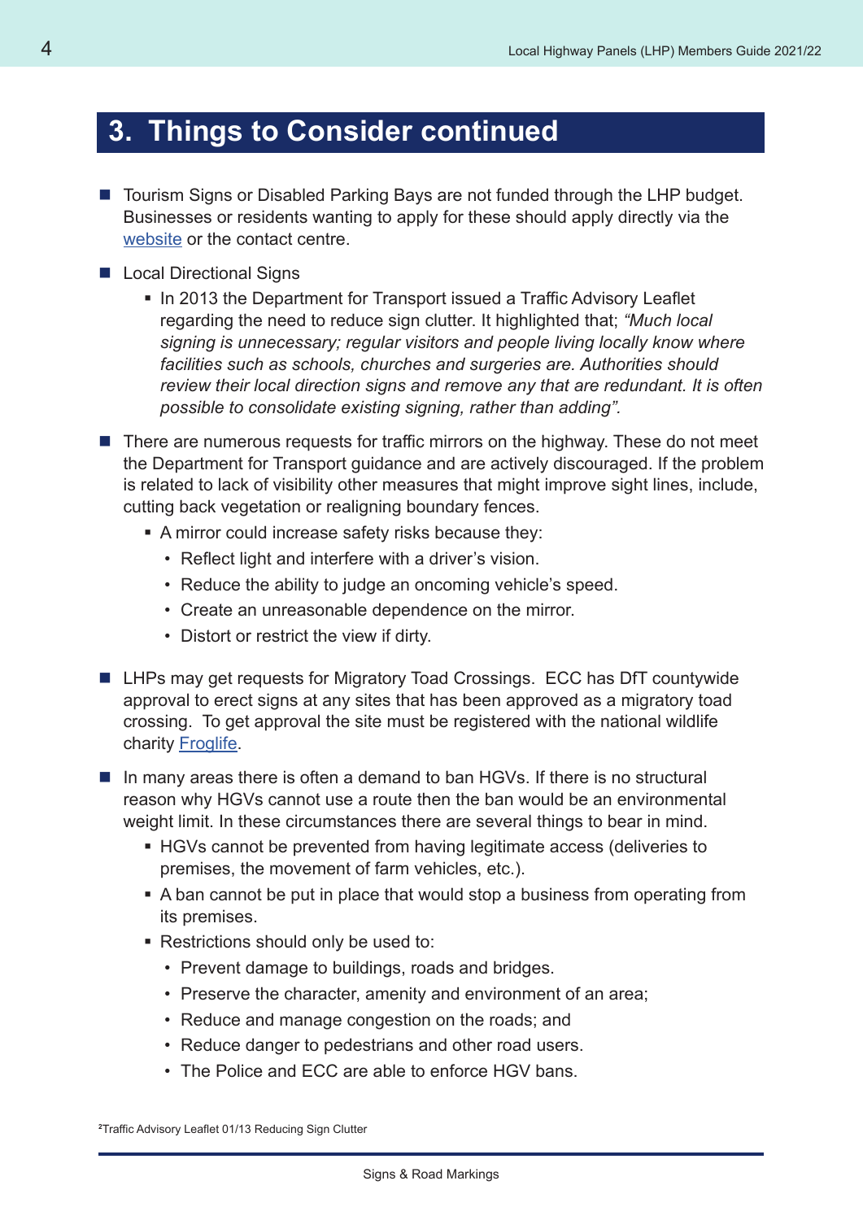## 3. Things to Consider continued

- Tourism Signs or Disabled Parking Bays are not funded through the LHP budget. Businesses or residents wanting to apply for these should apply directly via the website or the contact centre.
- Local Directional Signs
  - In 2013 the Department for Transport issued a Traffic Advisory Leaflet regarding the need to reduce sign clutter. It highlighted that; *"Much local signing is unnecessary; regular visitors and people living locally know where facilities such as schools, churches and surgeries are. Authorities should review their local direction signs and remove any that are redundant. It is often possible to consolidate existing signing, rather than adding".*
- There are numerous requests for traffic mirrors on the highway. These do not meet the Department for Transport guidance and are actively discouraged. If the problem is related to lack of visibility other measures that might improve sight lines, include, cutting back vegetation or realigning boundary fences.
  - A mirror could increase safety risks because they:
    - Reflect light and interfere with a driver's vision.
    - Reduce the ability to judge an oncoming vehicle's speed.
    - Create an unreasonable dependence on the mirror.
    - Distort or restrict the view if dirty.
- LHPs may get requests for Migratory Toad Crossings. ECC has DfT countywide approval to erect signs at any sites that has been approved as a migratory toad crossing. To get approval the site must be registered with the national wildlife charity Froglife.
- In many areas there is often a demand to ban HGVs. If there is no structural reason why HGVs cannot use a route then the ban would be an environmental weight limit. In these circumstances there are several things to bear in mind.
  - HGVs cannot be prevented from having legitimate access (deliveries to premises, the movement of farm vehicles, etc.).
  - A ban cannot be put in place that would stop a business from operating from its premises.
  - Restrictions should only be used to:
    - Prevent damage to buildings, roads and bridges.
    - Preserve the character, amenity and environment of an area;
    - Reduce and manage congestion on the roads; and
    - Reduce danger to pedestrians and other road users.
    - The Police and ECC are able to enforce HGV bans.

[2]Traffic Advisory Leaflet 01/13 Reducing Sign Clutter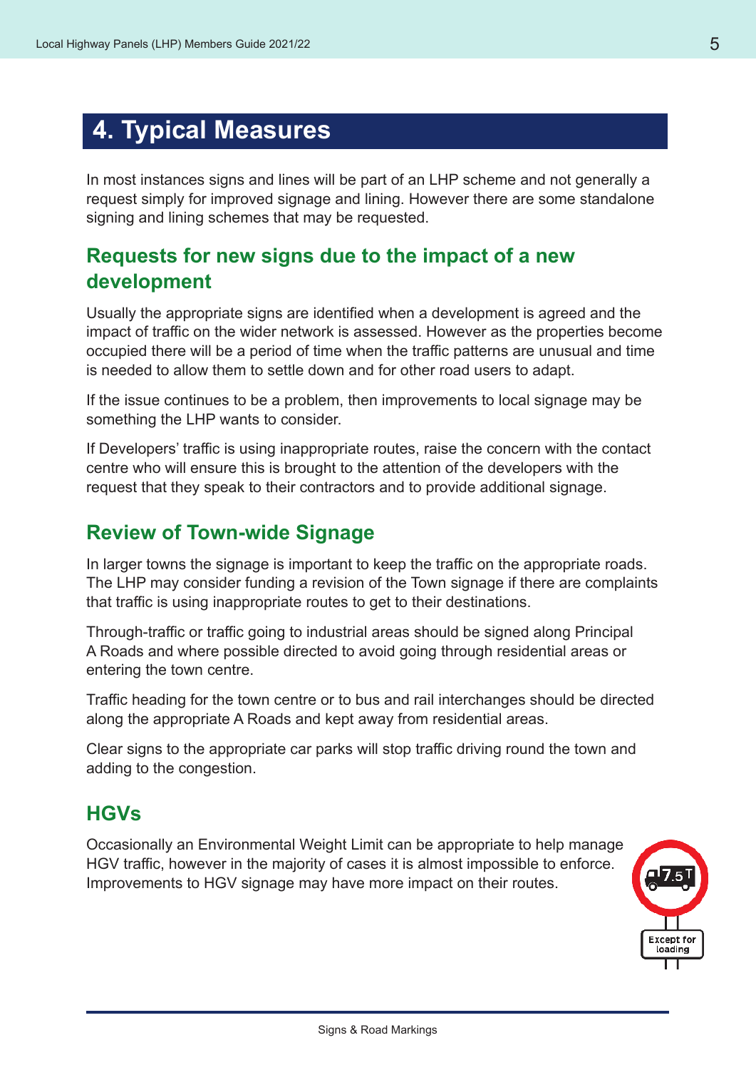# 4. Typical Measures

In most instances signs and lines will be part of an LHP scheme and not generally a request simply for improved signage and lining. However there are some standalone signing and lining schemes that may be requested.

## Requests for new signs due to the impact of a new development

Usually the appropriate signs are identified when a development is agreed and the impact of traffic on the wider network is assessed. However as the properties become occupied there will be a period of time when the traffic patterns are unusual and time is needed to allow them to settle down and for other road users to adapt.

If the issue continues to be a problem, then improvements to local signage may be something the LHP wants to consider.

If Developers' traffic is using inappropriate routes, raise the concern with the contact centre who will ensure this is brought to the attention of the developers with the request that they speak to their contractors and to provide additional signage.

## Review of Town-wide Signage

In larger towns the signage is important to keep the traffic on the appropriate roads. The LHP may consider funding a revision of the Town signage if there are complaints that traffic is using inappropriate routes to get to their destinations.

Through-traffic or traffic going to industrial areas should be signed along Principal A Roads and where possible directed to avoid going through residential areas or entering the town centre.

Traffic heading for the town centre or to bus and rail interchanges should be directed along the appropriate A Roads and kept away from residential areas.

Clear signs to the appropriate car parks will stop traffic driving round the town and adding to the congestion.

## HGVs

Occasionally an Environmental Weight Limit can be appropriate to help manage HGV traffic, however in the majority of cases it is almost impossible to enforce. Improvements to HGV signage may have more impact on their routes.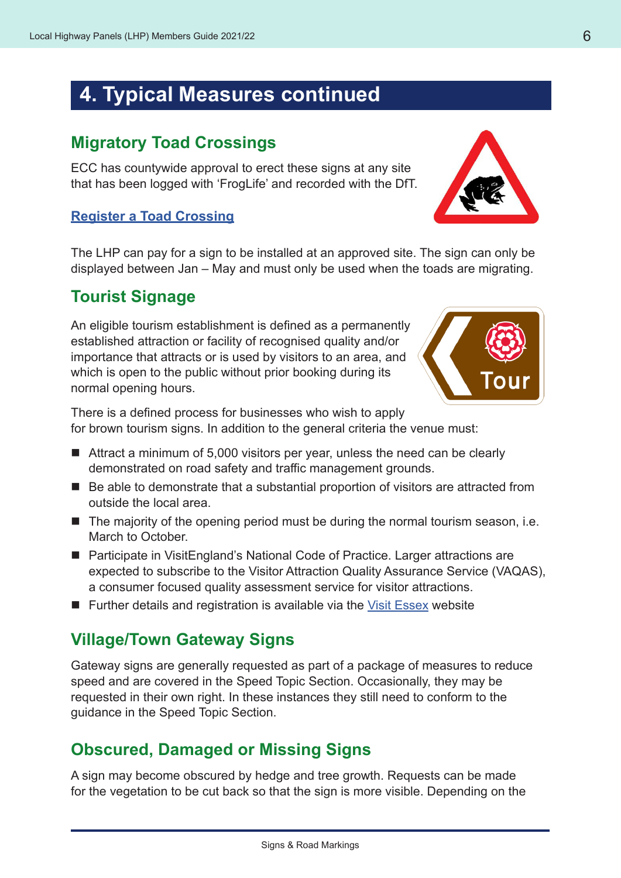## 4. Typical Measures continued

### Migratory Toad Crossings

ECC has countywide approval to erect these signs at any site that has been logged with 'FrogLife' and recorded with the DfT.

**Register a Toad Crossing**

The LHP can pay for a sign to be installed at an approved site. The sign can only be displayed between Jan – May and must only be used when the toads are migrating.

### Tourist Signage

An eligible tourism establishment is defined as a permanently established attraction or facility of recognised quality and/or importance that attracts or is used by visitors to an area, and which is open to the public without prior booking during its normal opening hours.

There is a defined process for businesses who wish to apply for brown tourism signs. In addition to the general criteria the venue must:

- Attract a minimum of 5,000 visitors per year, unless the need can be clearly demonstrated on road safety and traffic management grounds.
- Be able to demonstrate that a substantial proportion of visitors are attracted from outside the local area.
- The majority of the opening period must be during the normal tourism season, i.e. March to October.
- Participate in VisitEngland's National Code of Practice. Larger attractions are expected to subscribe to the Visitor Attraction Quality Assurance Service (VAQAS), a consumer focused quality assessment service for visitor attractions.
- Further details and registration is available via the Visit Essex website

### Village/Town Gateway Signs

Gateway signs are generally requested as part of a package of measures to reduce speed and are covered in the Speed Topic Section. Occasionally, they may be requested in their own right. In these instances they still need to conform to the guidance in the Speed Topic Section.

### Obscured, Damaged or Missing Signs

A sign may become obscured by hedge and tree growth. Requests can be made for the vegetation to be cut back so that the sign is more visible. Depending on the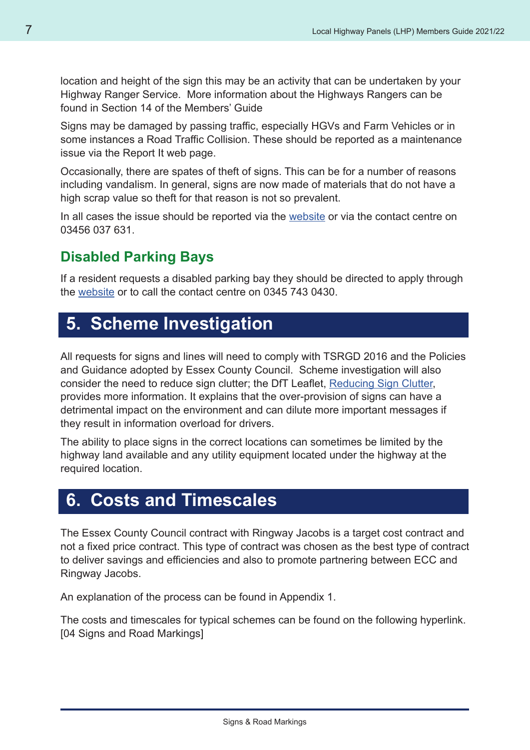location and height of the sign this may be an activity that can be undertaken by your Highway Ranger Service. More information about the Highways Rangers can be found in Section 14 of the Members' Guide

Signs may be damaged by passing traffic, especially HGVs and Farm Vehicles or in some instances a Road Traffic Collision. These should be reported as a maintenance issue via the Report It web page.

Occasionally, there are spates of theft of signs. This can be for a number of reasons including vandalism. In general, signs are now made of materials that do not have a high scrap value so theft for that reason is not so prevalent.

In all cases the issue should be reported via the website or via the contact centre on 03456 037 631.

### Disabled Parking Bays

If a resident requests a disabled parking bay they should be directed to apply through the website or to call the contact centre on 0345 743 0430.

## 5. Scheme Investigation

All requests for signs and lines will need to comply with TSRGD 2016 and the Policies and Guidance adopted by Essex County Council. Scheme investigation will also consider the need to reduce sign clutter; the DfT Leaflet, Reducing Sign Clutter, provides more information. It explains that the over-provision of signs can have a detrimental impact on the environment and can dilute more important messages if they result in information overload for drivers.

The ability to place signs in the correct locations can sometimes be limited by the highway land available and any utility equipment located under the highway at the required location.

## 6. Costs and Timescales

The Essex County Council contract with Ringway Jacobs is a target cost contract and not a fixed price contract. This type of contract was chosen as the best type of contract to deliver savings and efficiencies and also to promote partnering between ECC and Ringway Jacobs.

An explanation of the process can be found in Appendix 1.

The costs and timescales for typical schemes can be found on the following hyperlink. [04 Signs and Road Markings]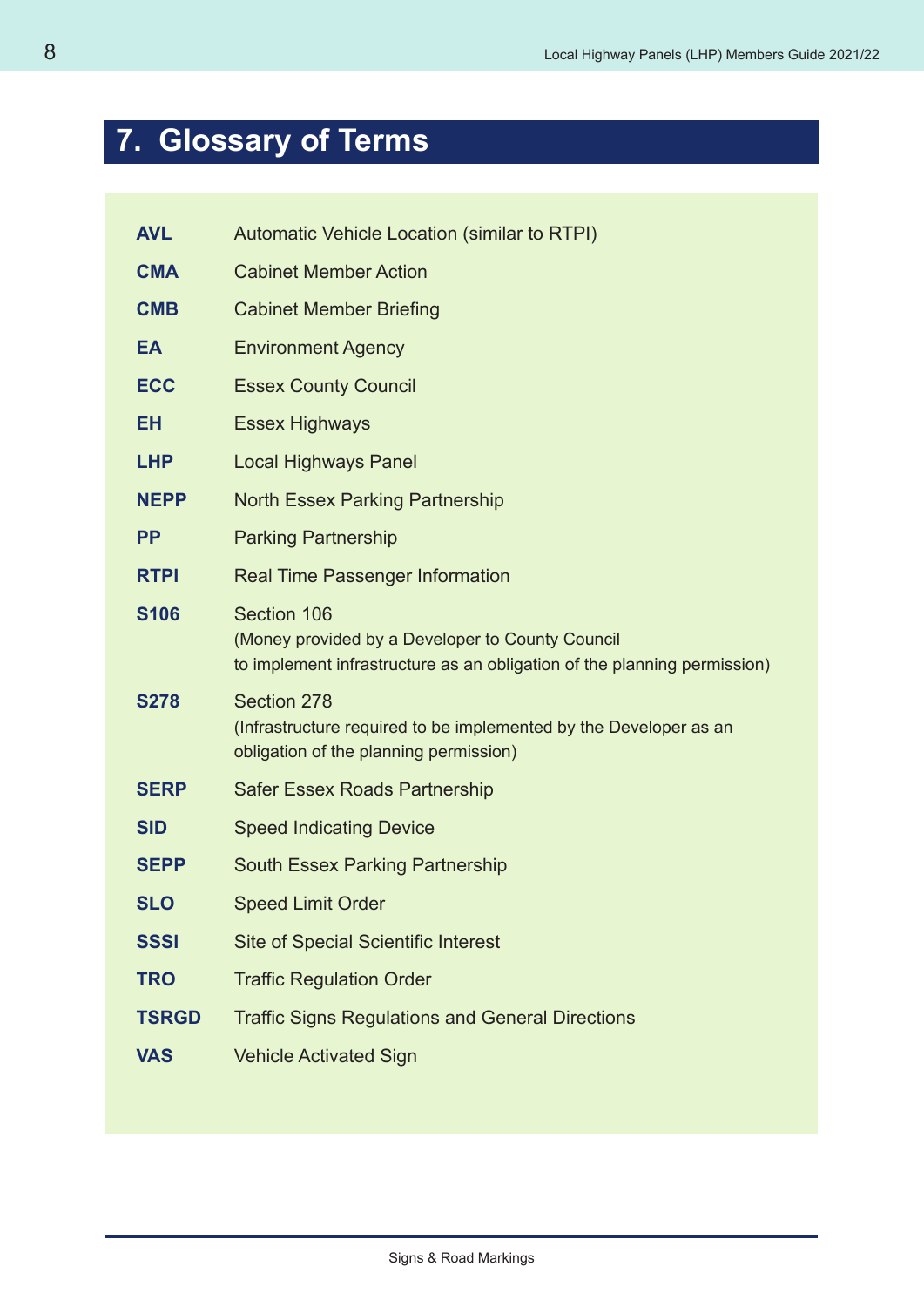# 7. Glossary of Terms

| | |
|---|---|
| **AVL** | Automatic Vehicle Location (similar to RTPI) |
| **CMA** | Cabinet Member Action |
| **CMB** | Cabinet Member Briefing |
| **EA** | Environment Agency |
| **ECC** | Essex County Council |
| **EH** | Essex Highways |
| **LHP** | Local Highways Panel |
| **NEPP** | North Essex Parking Partnership |
| **PP** | Parking Partnership |
| **RTPI** | Real Time Passenger Information |
| **S106** | Section 106 (Money provided by a Developer to County Council to implement infrastructure as an obligation of the planning permission) |
| **S278** | Section 278 (Infrastructure required to be implemented by the Developer as an obligation of the planning permission) |
| **SERP** | Safer Essex Roads Partnership |
| **SID** | Speed Indicating Device |
| **SEPP** | South Essex Parking Partnership |
| **SLO** | Speed Limit Order |
| **SSSI** | Site of Special Scientific Interest |
| **TRO** | Traffic Regulation Order |
| **TSRGD** | Traffic Signs Regulations and General Directions |
| **VAS** | Vehicle Activated Sign |

Signs & Road Markings